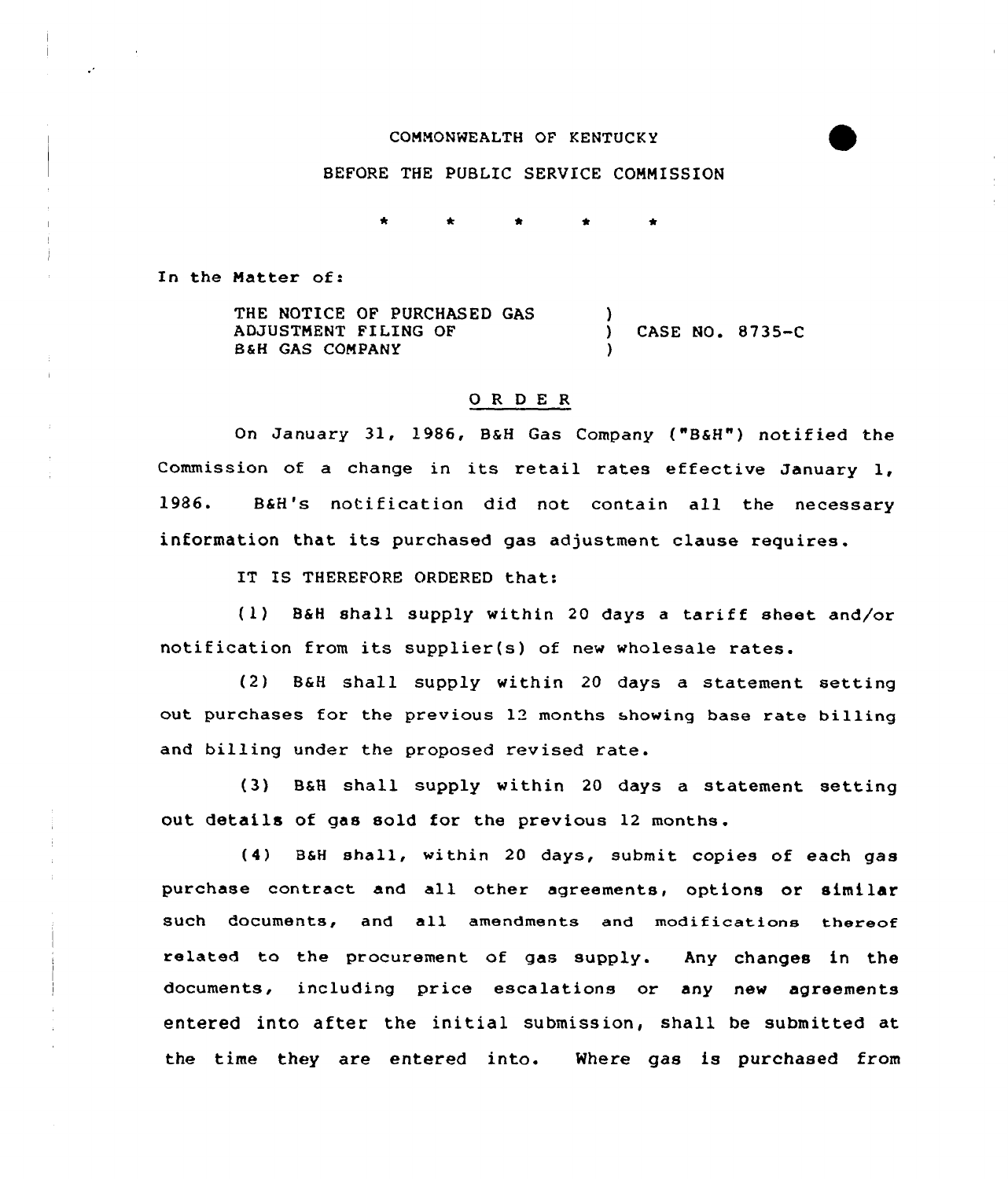COMMONWEALTH OF KENTUCKY

BEFORE THE PUBLIC SERVICE COMMISSION

\* \* \* \* \*

In the Matter of:

THE NOTICE OF PURCHASED GAS ADJUSTMENT FILING OF B&H GAS COMPANY ) CASE NO. 8735-C

## O R D E R

On January 31, 1986, B&H Gas Company ("B&H") notified the Commission of a change in its retail rates effective January 1, 1986. B&H's notification did not contain all the necessary information that its purchased gas adjustment clause requires.

IT IS THEREFORE ORDERED that:

(1) B&H shall supply within 20 days a tariff sheet and/or notification from its supplier(s) of new wholesale rates.

(2) B&H shall supply within 20 days a statement setting out purchases for the previous 12 months showing base rate billing and billing under the proposed revised rate.

(3) B&H shall supply within 20 days a statement setting out details of gas sold for the previous 12 months.

(4) B&H shall, within 20 days, submit copies of each gas purchase contract and all other agreements, options or similar such documents, and all amendments and modifications thereof related to the procurement of gas supply. Any changes in the documents, including price escalations or any new agreements entered into after the initial submission, shall be submitted at the time they are entered into. Where gas is purchased from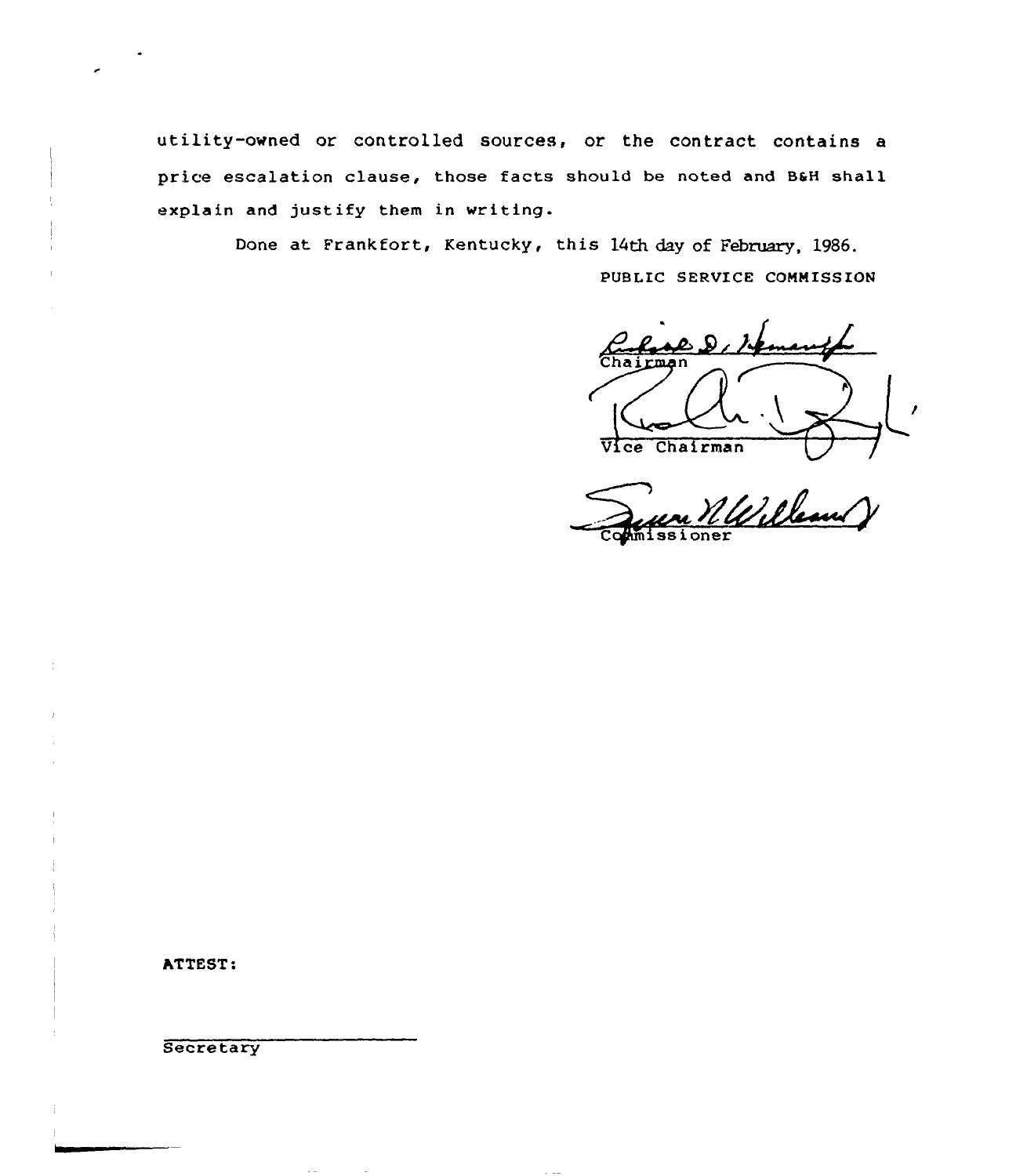utility-owned or controlled sources, or the contract contains a price escalation clause, those facts should be noted and B&H shall explain and justify them in writing.

Done at Frankfort, Kentucky, this 14th day of February, 1986.

PUBLIC SERVICE COMMISSION

Chairman

Vice Chairman

Commissioner

ATTEST:

Secretary